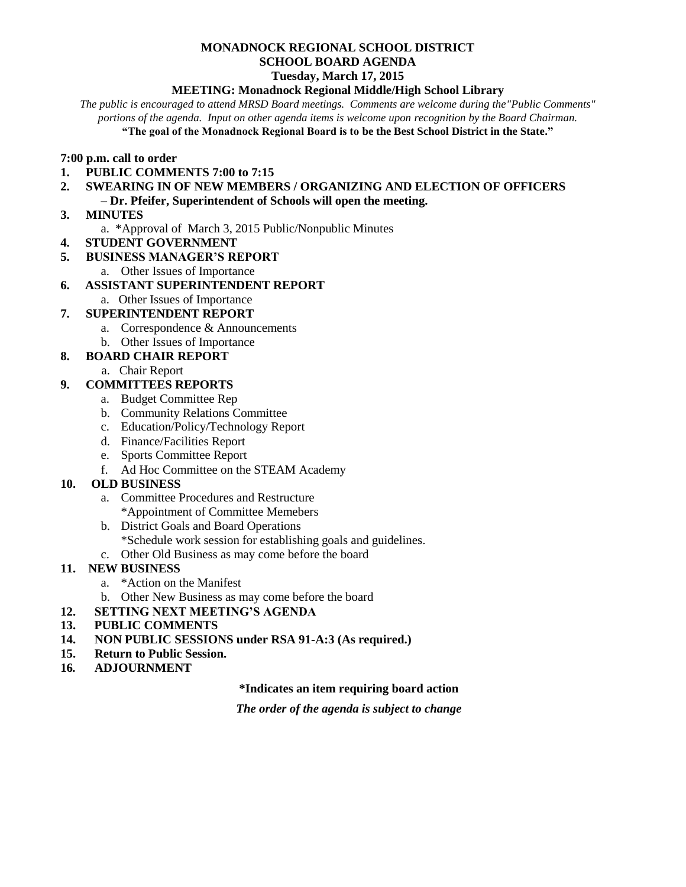# MONADNOCK REGIONAL SCHOOL DISTRICT
## SCHOOL BOARD AGENDA
### Tuesday, March 17, 2015
### MEETING: Monadnock Regional Middle/High School Library

*The public is encouraged to attend MRSD Board meetings. Comments are welcome during the"Public Comments" portions of the agenda. Input on other agenda items is welcome upon recognition by the Board Chairman.*

**"The goal of the Monadnock Regional Board is to be the Best School District in the State."**

**7:00 p.m. call to order**

1. **PUBLIC COMMENTS 7:00 to 7:15**
2. **SWEARING IN OF NEW MEMBERS / ORGANIZING AND ELECTION OF OFFICERS – Dr. Pfeifer, Superintendent of Schools will open the meeting.**
3. **MINUTES**
   a. *Approval of March 3, 2015 Public/Nonpublic Minutes
4. **STUDENT GOVERNMENT**
5. **BUSINESS MANAGER'S REPORT**
   a. Other Issues of Importance
6. **ASSISTANT SUPERINTENDENT REPORT**
   a. Other Issues of Importance
7. **SUPERINTENDENT REPORT**
   a. Correspondence & Announcements
   b. Other Issues of Importance
8. **BOARD CHAIR REPORT**
   a. Chair Report
9. **COMMITTEES REPORTS**
   a. Budget Committee Rep
   b. Community Relations Committee
   c. Education/Policy/Technology Report
   d. Finance/Facilities Report
   e. Sports Committee Report
   f. Ad Hoc Committee on the STEAM Academy
10. **OLD BUSINESS**
    a. Committee Procedures and Restructure
       *Appointment of Committee Memebers
    b. District Goals and Board Operations
       *Schedule work session for establishing goals and guidelines.
    c. Other Old Business as may come before the board
11. **NEW BUSINESS**
    a. *Action on the Manifest
    b. Other New Business as may come before the board
12. **SETTING NEXT MEETING'S AGENDA**
13. **PUBLIC COMMENTS**
14. **NON PUBLIC SESSIONS under RSA 91-A:3 (As required.)**
15. **Return to Public Session.**
16. **ADJOURNMENT**

**\*Indicates an item requiring board action**

***The order of the agenda is subject to change***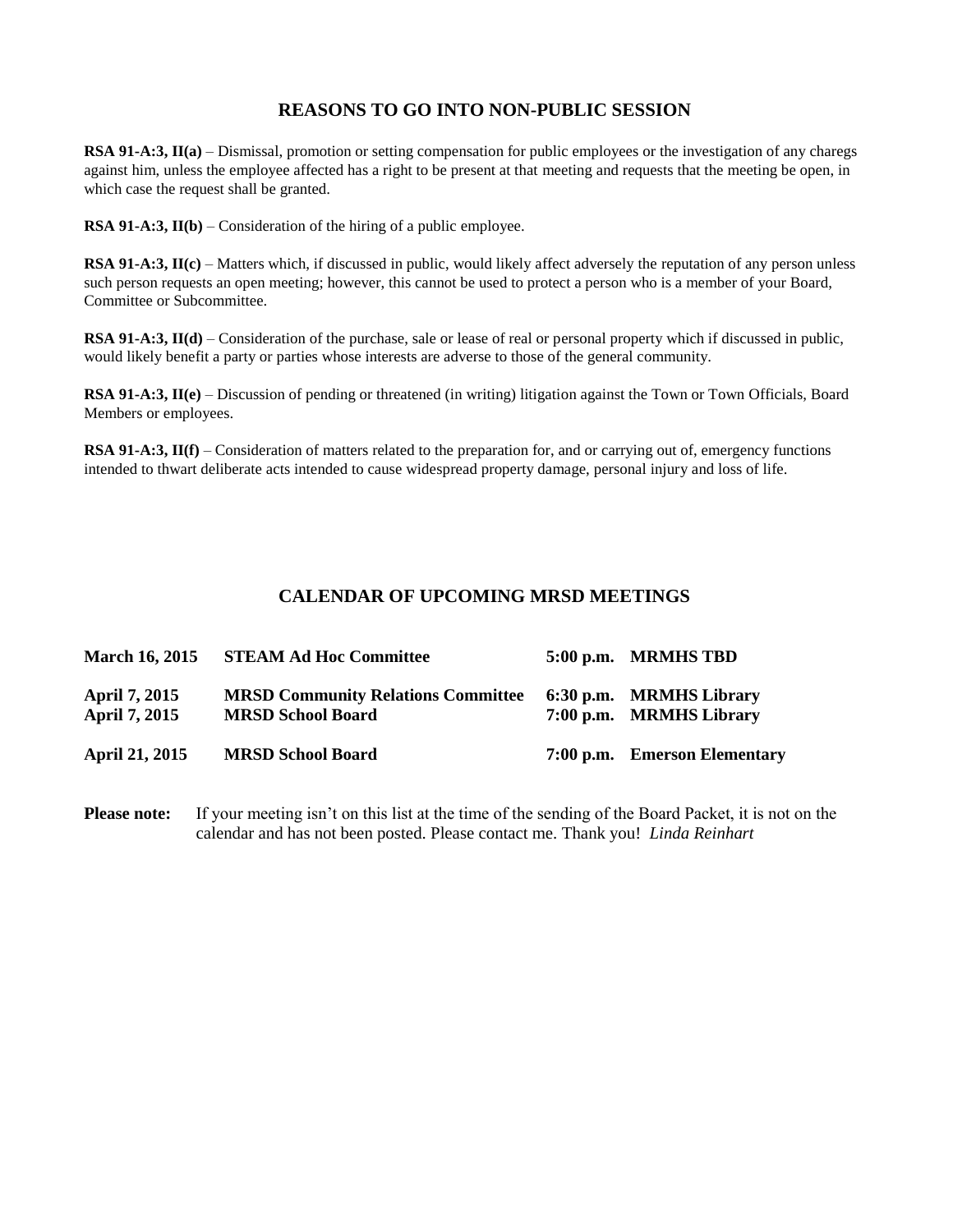## REASONS TO GO INTO NON-PUBLIC SESSION

**RSA 91-A:3, II(a)** – Dismissal, promotion or setting compensation for public employees or the investigation of any charegs against him, unless the employee affected has a right to be present at that meeting and requests that the meeting be open, in which case the request shall be granted.

**RSA 91-A:3, II(b)** – Consideration of the hiring of a public employee.

**RSA 91-A:3, II(c)** – Matters which, if discussed in public, would likely affect adversely the reputation of any person unless such person requests an open meeting; however, this cannot be used to protect a person who is a member of your Board, Committee or Subcommittee.

**RSA 91-A:3, II(d)** – Consideration of the purchase, sale or lease of real or personal property which if discussed in public, would likely benefit a party or parties whose interests are adverse to those of the general community.

**RSA 91-A:3, II(e)** – Discussion of pending or threatened (in writing) litigation against the Town or Town Officials, Board Members or employees.

**RSA 91-A:3, II(f)** – Consideration of matters related to the preparation for, and or carrying out of, emergency functions intended to thwart deliberate acts intended to cause widespread property damage, personal injury and loss of life.

## CALENDAR OF UPCOMING MRSD MEETINGS

| | | | |
|---|---|---|---|
| **March 16, 2015** | **STEAM Ad Hoc Committee** | **5:00 p.m.** | **MRMHS TBD** |
| **April 7, 2015** | **MRSD Community Relations Committee** | **6:30 p.m.** | **MRMHS Library** |
| **April 7, 2015** | **MRSD School Board** | **7:00 p.m.** | **MRMHS Library** |
| **April 21, 2015** | **MRSD School Board** | **7:00 p.m.** | **Emerson Elementary** |

**Please note:** If your meeting isn't on this list at the time of the sending of the Board Packet, it is not on the calendar and has not been posted. Please contact me. Thank you! *Linda Reinhart*